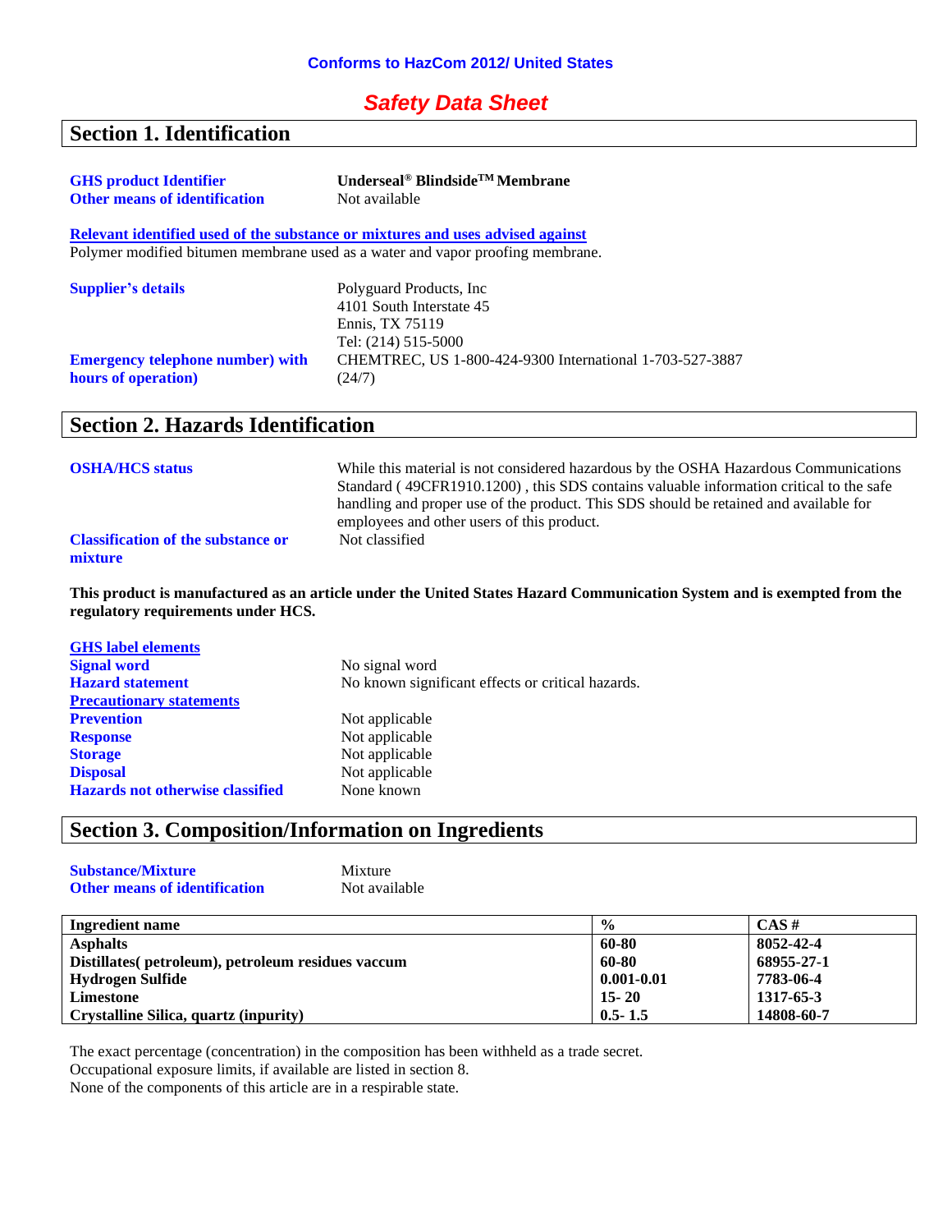**Conforms to HazCom 2012/ United States**

# *Safety Data Sheet*

## Section 1. Identification

| | |
|---|---|
| **GHS product Identifier** | **Underseal® Blindside™ Membrane** |
| **Other means of identification** | Not available |

**Relevant identified used of the substance or mixtures and uses advised against**
Polymer modified bitumen membrane used as a water and vapor proofing membrane.

| | |
|---|---|
| **Supplier's details** | Polyguard Products, Inc<br>4101 South Interstate 45<br>Ennis, TX 75119<br>Tel: (214) 515-5000 |
| **Emergency telephone number) with hours of operation)** | CHEMTREC, US 1-800-424-9300 International 1-703-527-3887 (24/7) |

## Section 2. Hazards Identification

| | |
|---|---|
| **OSHA/HCS status** | While this material is not considered hazardous by the OSHA Hazardous Communications Standard ( 49CFR1910.1200) , this SDS contains valuable information critical to the safe handling and proper use of the product. This SDS should be retained and available for employees and other users of this product. |
| **Classification of the substance or mixture** | Not classified |

**This product is manufactured as an article under the United States Hazard Communication System and is exempted from the regulatory requirements under HCS.**

**GHS label elements**

| | |
|---|---|
| **Signal word** | No signal word |
| **Hazard statement** | No known significant effects or critical hazards. |

**Precautionary statements**

| | |
|---|---|
| **Prevention** | Not applicable |
| **Response** | Not applicable |
| **Storage** | Not applicable |
| **Disposal** | Not applicable |
| **Hazards not otherwise classified** | None known |

## Section 3. Composition/Information on Ingredients

| | |
|---|---|
| **Substance/Mixture** | Mixture |
| **Other means of identification** | Not available |

| Ingredient name | % | CAS # |
|---|---|---|
| **Asphalts** | **60-80** | **8052-42-4** |
| **Distillates( petroleum), petroleum residues vaccum** | **60-80** | **68955-27-1** |
| **Hydrogen Sulfide** | **0.001-0.01** | **7783-06-4** |
| **Limestone** | **15- 20** | **1317-65-3** |
| **Crystalline Silica, quartz (inpurity)** | **0.5- 1.5** | **14808-60-7** |

The exact percentage (concentration) in the composition has been withheld as a trade secret.
Occupational exposure limits, if available are listed in section 8.
None of the components of this article are in a respirable state.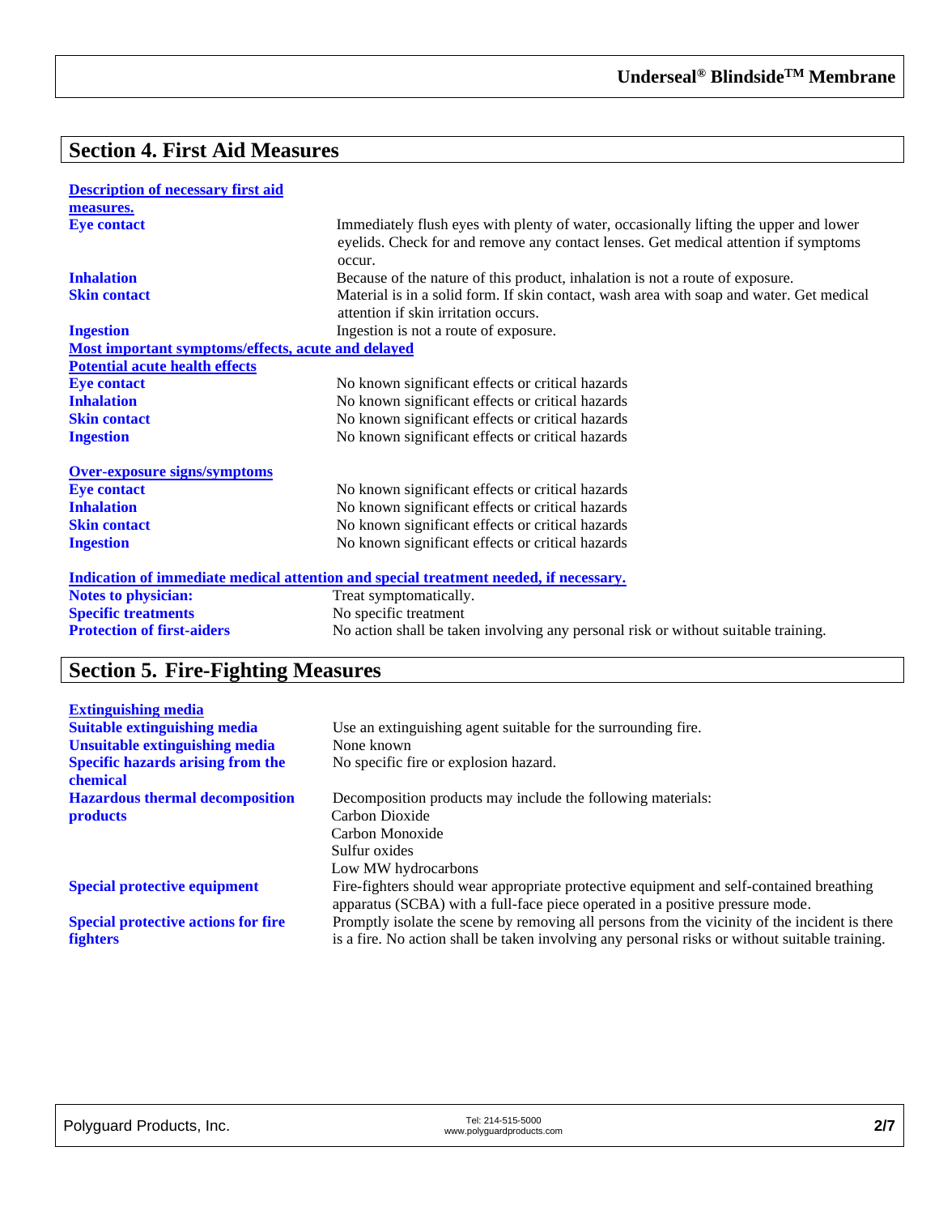## Section 4. First Aid Measures

**Description of necessary first aid measures.**

| | |
|---|---|
| **Eye contact** | Immediately flush eyes with plenty of water, occasionally lifting the upper and lower eyelids. Check for and remove any contact lenses. Get medical attention if symptoms occur. |
| **Inhalation** | Because of the nature of this product, inhalation is not a route of exposure. |
| **Skin contact** | Material is in a solid form. If skin contact, wash area with soap and water. Get medical attention if skin irritation occurs. |
| **Ingestion** | Ingestion is not a route of exposure. |

**Most important symptoms/effects, acute and delayed**

**Potential acute health effects**

| | |
|---|---|
| **Eye contact** | No known significant effects or critical hazards |
| **Inhalation** | No known significant effects or critical hazards |
| **Skin contact** | No known significant effects or critical hazards |
| **Ingestion** | No known significant effects or critical hazards |

**Over-exposure signs/symptoms**

| | |
|---|---|
| **Eye contact** | No known significant effects or critical hazards |
| **Inhalation** | No known significant effects or critical hazards |
| **Skin contact** | No known significant effects or critical hazards |
| **Ingestion** | No known significant effects or critical hazards |

**Indication of immediate medical attention and special treatment needed, if necessary.**

| | |
|---|---|
| **Notes to physician:** | Treat symptomatically. |
| **Specific treatments** | No specific treatment |
| **Protection of first-aiders** | No action shall be taken involving any personal risk or without suitable training. |

## Section 5. Fire-Fighting Measures

**Extinguishing media**

| | |
|---|---|
| **Suitable extinguishing media** | Use an extinguishing agent suitable for the surrounding fire. |
| **Unsuitable extinguishing media** | None known |
| **Specific hazards arising from the chemical** | No specific fire or explosion hazard. |
| **Hazardous thermal decomposition products** | Decomposition products may include the following materials:<br>Carbon Dioxide<br>Carbon Monoxide<br>Sulfur oxides<br>Low MW hydrocarbons |
| **Special protective equipment** | Fire-fighters should wear appropriate protective equipment and self-contained breathing apparatus (SCBA) with a full-face piece operated in a positive pressure mode. |
| **Special protective actions for fire fighters** | Promptly isolate the scene by removing all persons from the vicinity of the incident is there is a fire. No action shall be taken involving any personal risks or without suitable training. |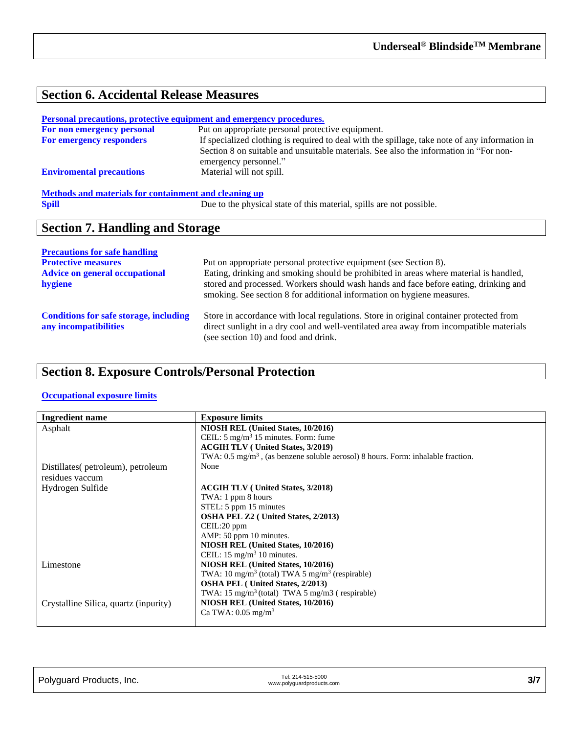## Section 6. Accidental Release Measures

**Personal precautions, protective equipment and emergency procedures.**

**For non emergency personal** Put on appropriate personal protective equipment.

**For emergency responders** If specialized clothing is required to deal with the spillage, take note of any information in Section 8 on suitable and unsuitable materials. See also the information in "For non-emergency personnel."

**Enviromental precautions** Material will not spill.

**Methods and materials for containment and cleaning up**

**Spill** Due to the physical state of this material, spills are not possible.

## Section 7. Handling and Storage

**Precautions for safe handling**

**Protective measures** Put on appropriate personal protective equipment (see Section 8).

**Advice on general occupational hygiene** Eating, drinking and smoking should be prohibited in areas where material is handled, stored and processed. Workers should wash hands and face before eating, drinking and smoking. See section 8 for additional information on hygiene measures.

**Conditions for safe storage, including any incompatibilities** Store in accordance with local regulations. Store in original container protected from direct sunlight in a dry cool and well-ventilated area away from incompatible materials (see section 10) and food and drink.

## Section 8. Exposure Controls/Personal Protection

**Occupational exposure limits**

| Ingredient name | Exposure limits |
| --- | --- |
| Asphalt | **NIOSH REL (United States, 10/2016)**<br>CEIL: 5 mg/m$^3$ 15 minutes. Form: fume<br>**ACGIH TLV ( United States, 3/2019)**<br>TWA: 0.5 mg/m$^3$ , (as benzene soluble aerosol) 8 hours. Form: inhalable fraction. |
| Distillates( petroleum), petroleum residues vaccum | None |
| Hydrogen Sulfide | **ACGIH TLV ( United States, 3/2018)**<br>TWA: 1 ppm 8 hours<br>STEL: 5 ppm 15 minutes<br>**OSHA PEL Z2 ( United States, 2/2013)**<br>CEIL:20 ppm<br>AMP: 50 ppm 10 minutes.<br>**NIOSH REL (United States, 10/2016)**<br>CEIL: 15 mg/m$^3$ 10 minutes. |
| Limestone | **NIOSH REL (United States, 10/2016)**<br>TWA: 10 mg/m$^3$ (total) TWA 5 mg/m$^3$ (respirable)<br>**OSHA PEL ( United States, 2/2013)**<br>TWA: 15 mg/m$^3$ (total) TWA 5 mg/m3 ( respirable) |
| Crystalline Silica, quartz (inpurity) | **NIOSH REL (United States, 10/2016)**<br>Ca TWA: 0.05 mg/m$^3$ |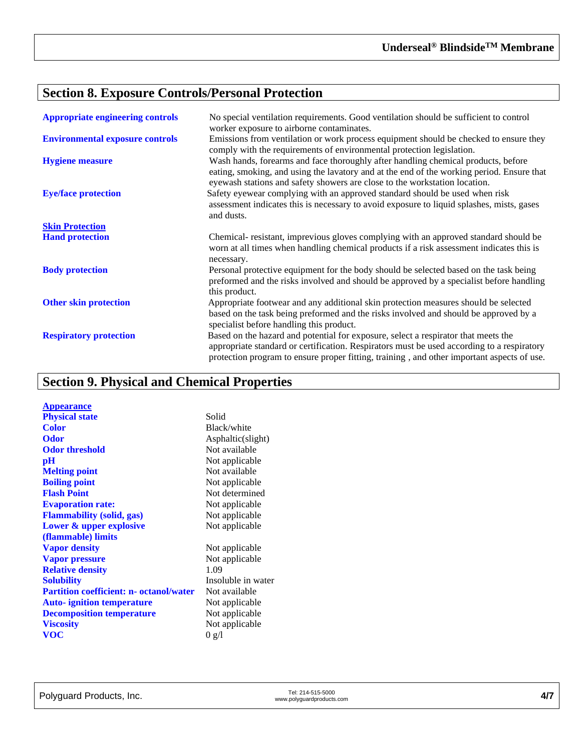## Section 8. Exposure Controls/Personal Protection

| | |
|---|---|
| **Appropriate engineering controls** | No special ventilation requirements. Good ventilation should be sufficient to control worker exposure to airborne contaminates. |
| **Environmental exposure controls** | Emissions from ventilation or work process equipment should be checked to ensure they comply with the requirements of environmental protection legislation. |
| **Hygiene measure** | Wash hands, forearms and face thoroughly after handling chemical products, before eating, smoking, and using the lavatory and at the end of the working period. Ensure that eyewash stations and safety showers are close to the workstation location. |
| **Eye/face protection** | Safety eyewear complying with an approved standard should be used when risk assessment indicates this is necessary to avoid exposure to liquid splashes, mists, gases and dusts. |
| **Skin Protection** | |
| **Hand protection** | Chemical- resistant, impervious gloves complying with an approved standard should be worn at all times when handling chemical products if a risk assessment indicates this is necessary. |
| **Body protection** | Personal protective equipment for the body should be selected based on the task being preformed and the risks involved and should be approved by a specialist before handling this product. |
| **Other skin protection** | Appropriate footwear and any additional skin protection measures should be selected based on the task being preformed and the risks involved and should be approved by a specialist before handling this product. |
| **Respiratory protection** | Based on the hazard and potential for exposure, select a respirator that meets the appropriate standard or certification. Respirators must be used according to a respiratory protection program to ensure proper fitting, training , and other important aspects of use. |

## Section 9. Physical and Chemical Properties

| | |
|---|---|
| **Appearance** | |
| **Physical state** | Solid |
| **Color** | Black/white |
| **Odor** | Asphaltic(slight) |
| **Odor threshold** | Not available |
| **pH** | Not applicable |
| **Melting point** | Not available |
| **Boiling point** | Not applicable |
| **Flash Point** | Not determined |
| **Evaporation rate:** | Not applicable |
| **Flammability (solid, gas)** | Not applicable |
| **Lower & upper explosive (flammable) limits** | Not applicable |
| **Vapor density** | Not applicable |
| **Vapor pressure** | Not applicable |
| **Relative density** | 1.09 |
| **Solubility** | Insoluble in water |
| **Partition coefficient: n- octanol/water** | Not available |
| **Auto- ignition temperature** | Not applicable |
| **Decomposition temperature** | Not applicable |
| **Viscosity** | Not applicable |
| **VOC** | 0 g/l |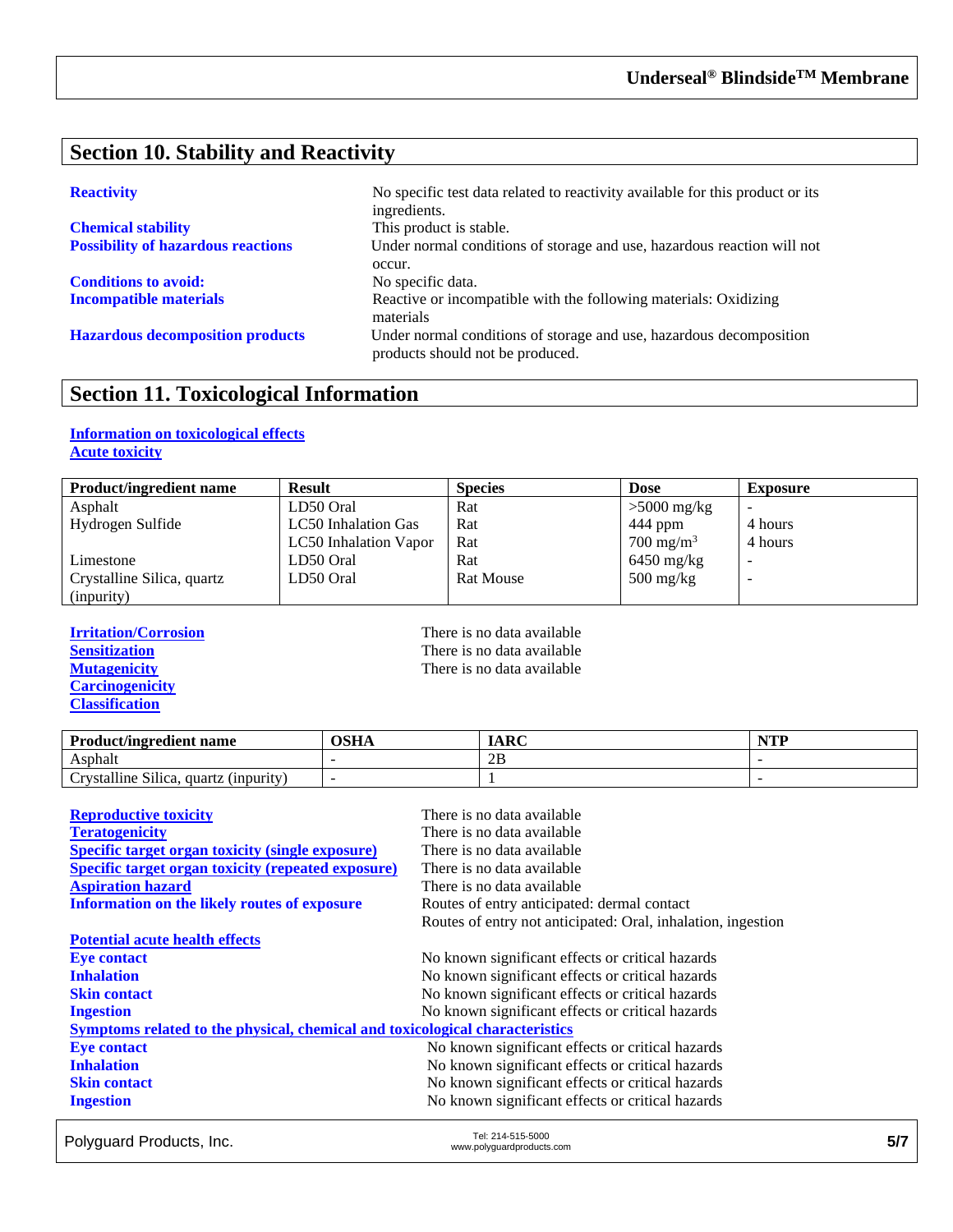## Section 10. Stability and Reactivity

**Reactivity** No specific test data related to reactivity available for this product or its ingredients.

**Chemical stability** This product is stable.

**Possibility of hazardous reactions** Under normal conditions of storage and use, hazardous reaction will not occur.

**Conditions to avoid:** No specific data.

**Incompatible materials** Reactive or incompatible with the following materials: Oxidizing materials

**Hazardous decomposition products** Under normal conditions of storage and use, hazardous decomposition products should not be produced.

## Section 11. Toxicological Information

**Information on toxicological effects**

**Acute toxicity**

| Product/ingredient name | Result | Species | Dose | Exposure |
|---|---|---|---|---|
| Asphalt | LD50 Oral | Rat | >5000 mg/kg | - |
| Hydrogen Sulfide | LC50 Inhalation Gas | Rat | 444 ppm | 4 hours |
| | LC50 Inhalation Vapor | Rat | 700 $mg/m^3$ | 4 hours |
| Limestone | LD50 Oral | Rat | 6450 mg/kg | - |
| Crystalline Silica, quartz (inpurity) | LD50 Oral | Rat Mouse | 500 mg/kg | - |

**Irritation/Corrosion** There is no data available

**Sensitization** There is no data available

**Mutagenicity** There is no data available

**Carcinogenicity**

**Classification**

| Product/ingredient name | OSHA | IARC | NTP |
|---|---|---|---|
| Asphalt | - | 2B | - |
| Crystalline Silica, quartz (inpurity) | - | 1 | - |

**Reproductive toxicity** There is no data available

**Teratogenicity** There is no data available

**Specific target organ toxicity (single exposure)** There is no data available

**Specific target organ toxicity (repeated exposure)** There is no data available

**Aspiration hazard** There is no data available

**Information on the likely routes of exposure** Routes of entry anticipated: dermal contact
Routes of entry not anticipated: Oral, inhalation, ingestion

**Potential acute health effects**

**Eye contact** No known significant effects or critical hazards

**Inhalation** No known significant effects or critical hazards

**Skin contact** No known significant effects or critical hazards

**Ingestion** No known significant effects or critical hazards

**Symptoms related to the physical, chemical and toxicological characteristics**

**Eye contact** No known significant effects or critical hazards

**Inhalation** No known significant effects or critical hazards

**Skin contact** No known significant effects or critical hazards

**Ingestion** No known significant effects or critical hazards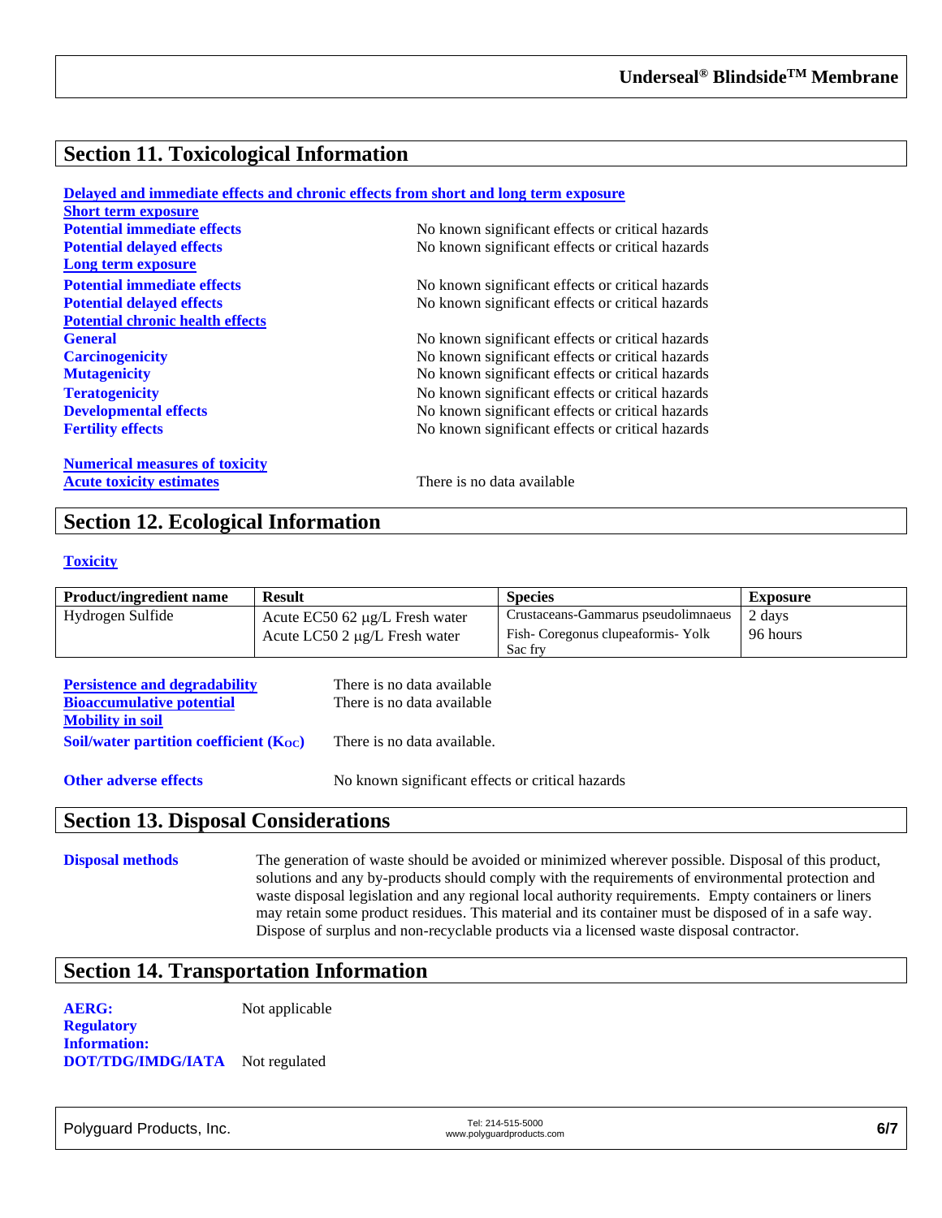## Section 11. Toxicological Information

**Delayed and immediate effects and chronic effects from short and long term exposure**

**Short term exposure**

**Potential immediate effects** No known significant effects or critical hazards

**Potential delayed effects** No known significant effects or critical hazards

**Long term exposure**

**Potential immediate effects** No known significant effects or critical hazards

**Potential delayed effects** No known significant effects or critical hazards

**Potential chronic health effects**

**General** No known significant effects or critical hazards

**Carcinogenicity** No known significant effects or critical hazards

**Mutagenicity** No known significant effects or critical hazards

**Teratogenicity** No known significant effects or critical hazards

**Developmental effects** No known significant effects or critical hazards

**Fertility effects** No known significant effects or critical hazards

**Numerical measures of toxicity**

**Acute toxicity estimates** There is no data available

## Section 12. Ecological Information

**Toxicity**

| Product/ingredient name | Result | Species | Exposure |
|---|---|---|---|
| Hydrogen Sulfide | Acute EC50 62 µg/L Fresh water | Crustaceans-Gammarus pseudolimnaeus | 2 days |
| | Acute LC50 2 µg/L Fresh water | Fish- Coregonus clupeaformis- Yolk Sac fry | 96 hours |

**Persistence and degradability** There is no data available

**Bioaccumulative potential** There is no data available

**Mobility in soil**

**Soil/water partition coefficient ($K_{OC}$)** There is no data available.

**Other adverse effects** No known significant effects or critical hazards

## Section 13. Disposal Considerations

**Disposal methods** The generation of waste should be avoided or minimized wherever possible. Disposal of this product, solutions and any by-products should comply with the requirements of environmental protection and waste disposal legislation and any regional local authority requirements. Empty containers or liners may retain some product residues. This material and its container must be disposed of in a safe way. Dispose of surplus and non-recyclable products via a licensed waste disposal contractor.

## Section 14. Transportation Information

**AERG:** Not applicable

**Regulatory Information:**

**DOT/TDG/IMDG/IATA** Not regulated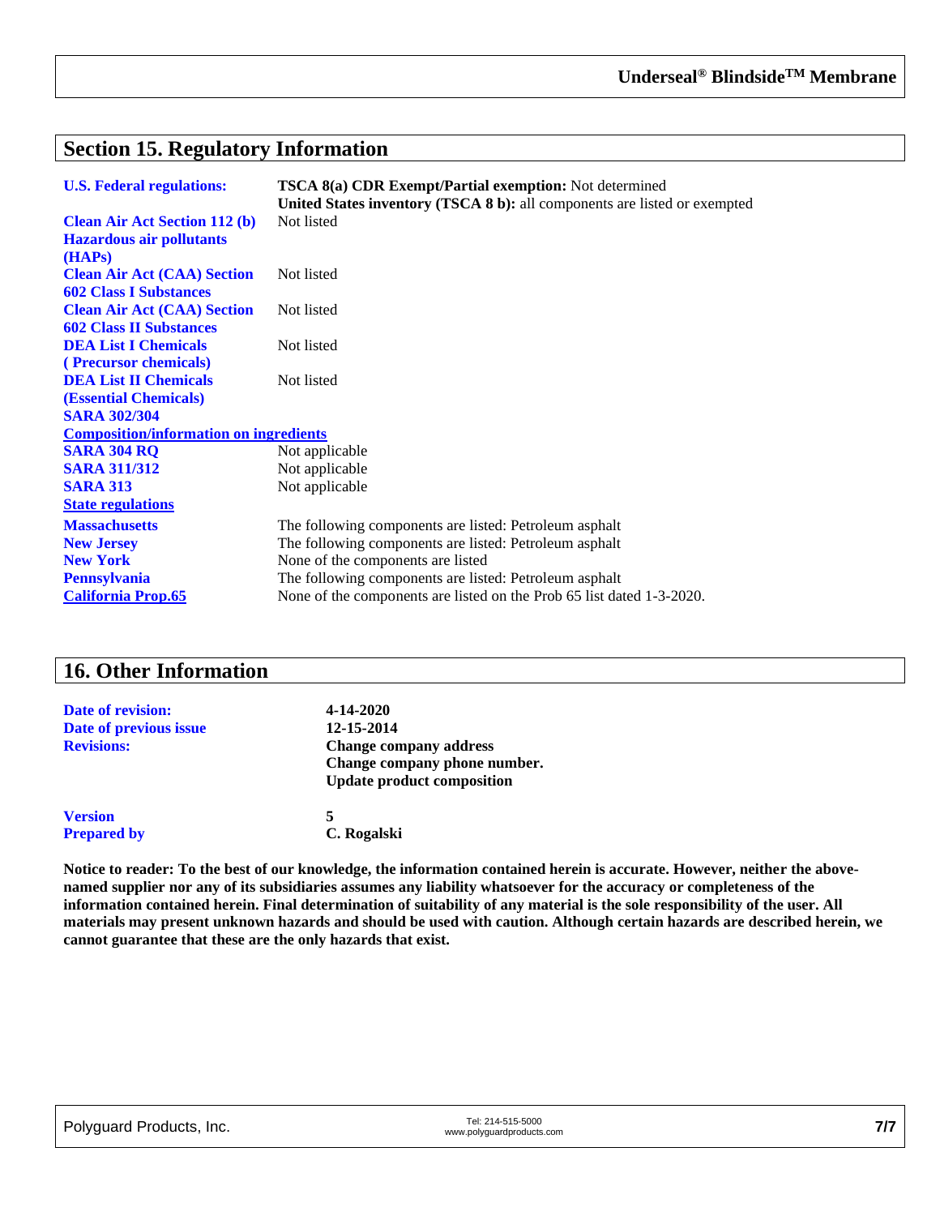## Section 15. Regulatory Information

| | |
|---|---|
| **U.S. Federal regulations:** | **TSCA 8(a) CDR Exempt/Partial exemption:** Not determined<br>**United States inventory (TSCA 8 b):** all components are listed or exempted |
| **Clean Air Act Section 112 (b) Hazardous air pollutants (HAPs)** | Not listed |
| **Clean Air Act (CAA) Section 602 Class I Substances** | Not listed |
| **Clean Air Act (CAA) Section 602 Class II Substances** | Not listed |
| **DEA List I Chemicals ( Precursor chemicals)** | Not listed |
| **DEA List II Chemicals (Essential Chemicals)** | Not listed |

**SARA 302/304**

**Composition/information on ingredients**

| | |
|---|---|
| **SARA 304 RQ** | Not applicable |
| **SARA 311/312** | Not applicable |
| **SARA 313** | Not applicable |

**State regulations**

| | |
|---|---|
| **Massachusetts** | The following components are listed: Petroleum asphalt |
| **New Jersey** | The following components are listed: Petroleum asphalt |
| **New York** | None of the components are listed |
| **Pennsylvania** | The following components are listed: Petroleum asphalt |
| **California Prop.65** | None of the components are listed on the Prob 65 list dated 1-3-2020. |

## 16. Other Information

| | |
|---|---|
| **Date of revision:** | **4-14-2020** |
| **Date of previous issue** | **12-15-2014** |
| **Revisions:** | **Change company address**<br>**Change company phone number.**<br>**Update product composition** |
| **Version** | **5** |
| **Prepared by** | **C. Rogalski** |

**Notice to reader: To the best of our knowledge, the information contained herein is accurate. However, neither the above-named supplier nor any of its subsidiaries assumes any liability whatsoever for the accuracy or completeness of the information contained herein. Final determination of suitability of any material is the sole responsibility of the user. All materials may present unknown hazards and should be used with caution. Although certain hazards are described herein, we cannot guarantee that these are the only hazards that exist.**